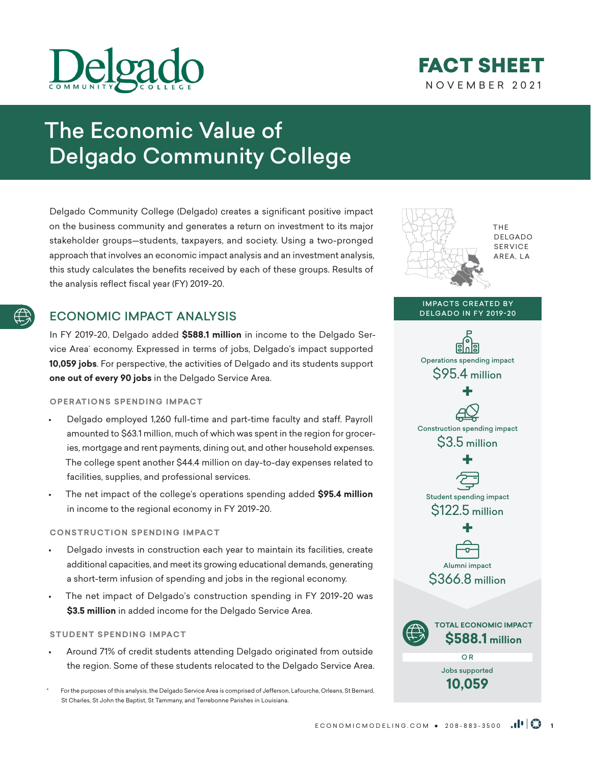# Delgado Community College

**FACT SHEET**
NOVEMBER 2021

# The Economic Value of Delgado Community College

Delgado Community College (Delgado) creates a significant positive impact on the business community and generates a return on investment to its major stakeholder groups—students, taxpayers, and society. Using a two-pronged approach that involves an economic impact analysis and an investment analysis, this study calculates the benefits received by each of these groups. Results of the analysis reflect fiscal year (FY) 2019-20.

THE DELGADO SERVICE AREA, LA

## ECONOMIC IMPACT ANALYSIS

In FY 2019-20, Delgado added **$588.1 million** in income to the Delgado Service Area* economy. Expressed in terms of jobs, Delgado's impact supported **10,059 jobs**. For perspective, the activities of Delgado and its students support **one out of every 90 jobs** in the Delgado Service Area.

### OPERATIONS SPENDING IMPACT

- Delgado employed 1,260 full-time and part-time faculty and staff. Payroll amounted to $63.1 million, much of which was spent in the region for groceries, mortgage and rent payments, dining out, and other household expenses. The college spent another $44.4 million on day-to-day expenses related to facilities, supplies, and professional services.
- The net impact of the college's operations spending added **$95.4 million** in income to the regional economy in FY 2019-20.

### CONSTRUCTION SPENDING IMPACT

- Delgado invests in construction each year to maintain its facilities, create additional capacities, and meet its growing educational demands, generating a short-term infusion of spending and jobs in the regional economy.
- The net impact of Delgado's construction spending in FY 2019-20 was **$3.5 million** in added income for the Delgado Service Area.

### STUDENT SPENDING IMPACT

- Around 71% of credit students attending Delgado originated from outside the region. Some of these students relocated to the Delgado Service Area.

\* For the purposes of this analysis, the Delgado Service Area is comprised of Jefferson, Lafourche, Orleans, St Bernard, St Charles, St John the Baptist, St Tammany, and Terrebonne Parishes in Louisiana.

**IMPACTS CREATED BY DELGADO IN FY 2019-20**

Operations spending impact
$95.4 million

+

Construction spending impact
$3.5 million

+

Student spending impact
$122.5 million

+

Alumni impact
$366.8 million

**TOTAL ECONOMIC IMPACT**
**$588.1 million**

OR

Jobs supported
**10,059**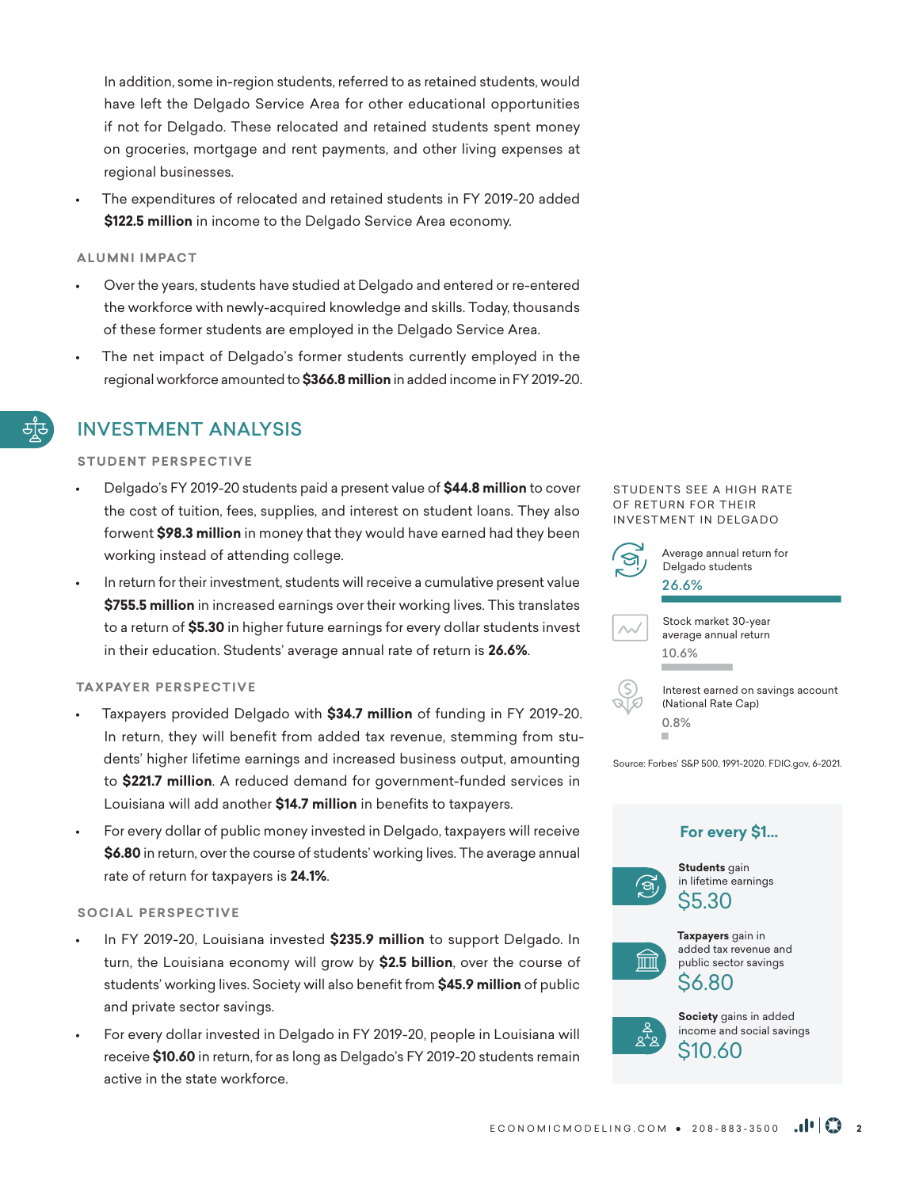In addition, some in-region students, referred to as retained students, would have left the Delgado Service Area for other educational opportunities if not for Delgado. These relocated and retained students spent money on groceries, mortgage and rent payments, and other living expenses at regional businesses.

- The expenditures of relocated and retained students in FY 2019-20 added **$122.5 million** in income to the Delgado Service Area economy.

### ALUMNI IMPACT

- Over the years, students have studied at Delgado and entered or re-entered the workforce with newly-acquired knowledge and skills. Today, thousands of these former students are employed in the Delgado Service Area.
- The net impact of Delgado's former students currently employed in the regional workforce amounted to **$366.8 million** in added income in FY 2019-20.

## INVESTMENT ANALYSIS

### STUDENT PERSPECTIVE

- Delgado's FY 2019-20 students paid a present value of **$44.8 million** to cover the cost of tuition, fees, supplies, and interest on student loans. They also forwent **$98.3 million** in money that they would have earned had they been working instead of attending college.
- In return for their investment, students will receive a cumulative present value **$755.5 million** in increased earnings over their working lives. This translates to a return of **$5.30** in higher future earnings for every dollar students invest in their education. Students' average annual rate of return is **26.6%**.

### TAXPAYER PERSPECTIVE

- Taxpayers provided Delgado with **$34.7 million** of funding in FY 2019-20. In return, they will benefit from added tax revenue, stemming from students' higher lifetime earnings and increased business output, amounting to **$221.7 million**. A reduced demand for government-funded services in Louisiana will add another **$14.7 million** in benefits to taxpayers.
- For every dollar of public money invested in Delgado, taxpayers will receive **$6.80** in return, over the course of students' working lives. The average annual rate of return for taxpayers is **24.1%**.

### SOCIAL PERSPECTIVE

- In FY 2019-20, Louisiana invested **$235.9 million** to support Delgado. In turn, the Louisiana economy will grow by **$2.5 billion**, over the course of students' working lives. Society will also benefit from **$45.9 million** of public and private sector savings.
- For every dollar invested in Delgado in FY 2019-20, people in Louisiana will receive **$10.60** in return, for as long as Delgado's FY 2019-20 students remain active in the state workforce.

STUDENTS SEE A HIGH RATE OF RETURN FOR THEIR INVESTMENT IN DELGADO

Average annual return for Delgado students
26.6%

Stock market 30-year average annual return
10.6%

Interest earned on savings account (National Rate Cap)
0.8%

Source: Forbes' S&P 500, 1991-2020. FDIC.gov, 6-2021.

**For every $1...**

**Students** gain in lifetime earnings
$5.30

**Taxpayers** gain in added tax revenue and public sector savings
$6.80

**Society** gains in added income and social savings
$10.60